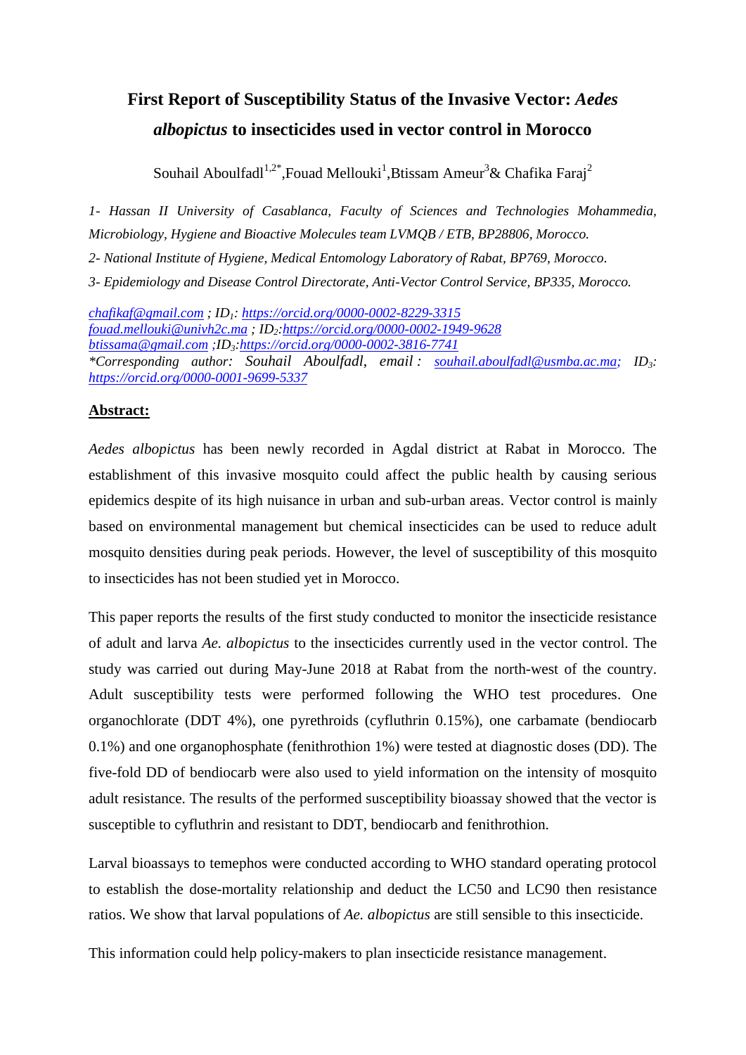# First Report of Susceptibility Status of the Invasive Vector: *Aedes albopictus* to insecticides used in vector control in Morocco

Souhail Aboulfadl[1,2*], Fouad Mellouki[1], Btissam Ameur[3] & Chafika Faraj[2]

*1- Hassan II University of Casablanca, Faculty of Sciences and Technologies Mohammedia, Microbiology, Hygiene and Bioactive Molecules team LVMQB / ETB, BP28806, Morocco.*

*2- National Institute of Hygiene, Medical Entomology Laboratory of Rabat, BP769, Morocco.*

*3- Epidemiology and Disease Control Directorate, Anti-Vector Control Service, BP335, Morocco.*

*chafikaf@gmail.com ; ID1: https://orcid.org/0000-0002-8229-3315*
*fouad.mellouki@univh2c.ma ; ID2: https://orcid.org/0000-0002-1949-9628*
*btissama@gmail.com ; ID3: https://orcid.org/0000-0002-3816-7741*
*\*Corresponding author: Souhail Aboulfadl, email : souhail.aboulfadl@usmba.ac.ma; ID3: https://orcid.org/0000-0001-9699-5337*

## Abstract:

*Aedes albopictus* has been newly recorded in Agdal district at Rabat in Morocco. The establishment of this invasive mosquito could affect the public health by causing serious epidemics despite of its high nuisance in urban and sub-urban areas. Vector control is mainly based on environmental management but chemical insecticides can be used to reduce adult mosquito densities during peak periods. However, the level of susceptibility of this mosquito to insecticides has not been studied yet in Morocco.

This paper reports the results of the first study conducted to monitor the insecticide resistance of adult and larva *Ae. albopictus* to the insecticides currently used in the vector control. The study was carried out during May-June 2018 at Rabat from the north-west of the country. Adult susceptibility tests were performed following the WHO test procedures. One organochlorate (DDT 4%), one pyrethroids (cyfluthrin 0.15%), one carbamate (bendiocarb 0.1%) and one organophosphate (fenithrothion 1%) were tested at diagnostic doses (DD). The five-fold DD of bendiocarb were also used to yield information on the intensity of mosquito adult resistance. The results of the performed susceptibility bioassay showed that the vector is susceptible to cyfluthrin and resistant to DDT, bendiocarb and fenithrothion.

Larval bioassays to temephos were conducted according to WHO standard operating protocol to establish the dose-mortality relationship and deduct the LC50 and LC90 then resistance ratios. We show that larval populations of *Ae. albopictus* are still sensible to this insecticide.

This information could help policy-makers to plan insecticide resistance management.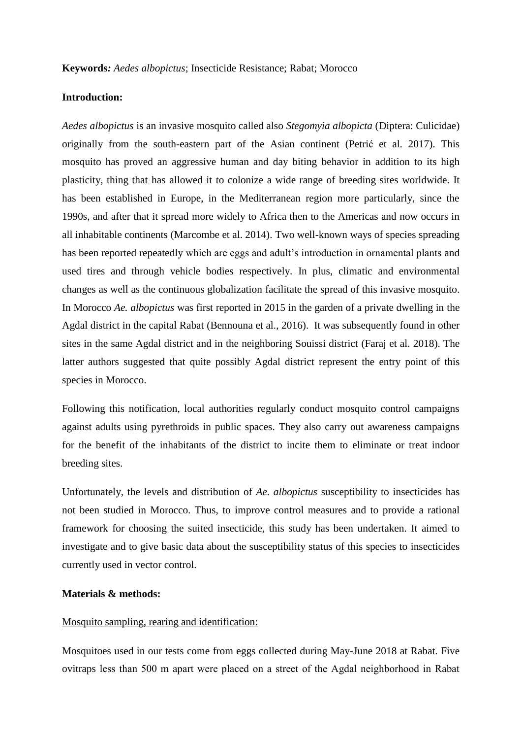**Keywords:** *Aedes albopictus*; Insecticide Resistance; Rabat; Morocco

**Introduction:**

*Aedes albopictus* is an invasive mosquito called also *Stegomyia albopicta* (Diptera: Culicidae) originally from the south-eastern part of the Asian continent (Petrić et al. 2017). This mosquito has proved an aggressive human and day biting behavior in addition to its high plasticity, thing that has allowed it to colonize a wide range of breeding sites worldwide. It has been established in Europe, in the Mediterranean region more particularly, since the 1990s, and after that it spread more widely to Africa then to the Americas and now occurs in all inhabitable continents (Marcombe et al. 2014). Two well-known ways of species spreading has been reported repeatedly which are eggs and adult's introduction in ornamental plants and used tires and through vehicle bodies respectively. In plus, climatic and environmental changes as well as the continuous globalization facilitate the spread of this invasive mosquito. In Morocco *Ae. albopictus* was first reported in 2015 in the garden of a private dwelling in the Agdal district in the capital Rabat (Bennouna et al., 2016). It was subsequently found in other sites in the same Agdal district and in the neighboring Souissi district (Faraj et al. 2018). The latter authors suggested that quite possibly Agdal district represent the entry point of this species in Morocco.

Following this notification, local authorities regularly conduct mosquito control campaigns against adults using pyrethroids in public spaces. They also carry out awareness campaigns for the benefit of the inhabitants of the district to incite them to eliminate or treat indoor breeding sites.

Unfortunately, the levels and distribution of *Ae. albopictus* susceptibility to insecticides has not been studied in Morocco. Thus, to improve control measures and to provide a rational framework for choosing the suited insecticide, this study has been undertaken. It aimed to investigate and to give basic data about the susceptibility status of this species to insecticides currently used in vector control.

**Materials & methods:**

Mosquito sampling, rearing and identification:

Mosquitoes used in our tests come from eggs collected during May-June 2018 at Rabat. Five ovitraps less than 500 m apart were placed on a street of the Agdal neighborhood in Rabat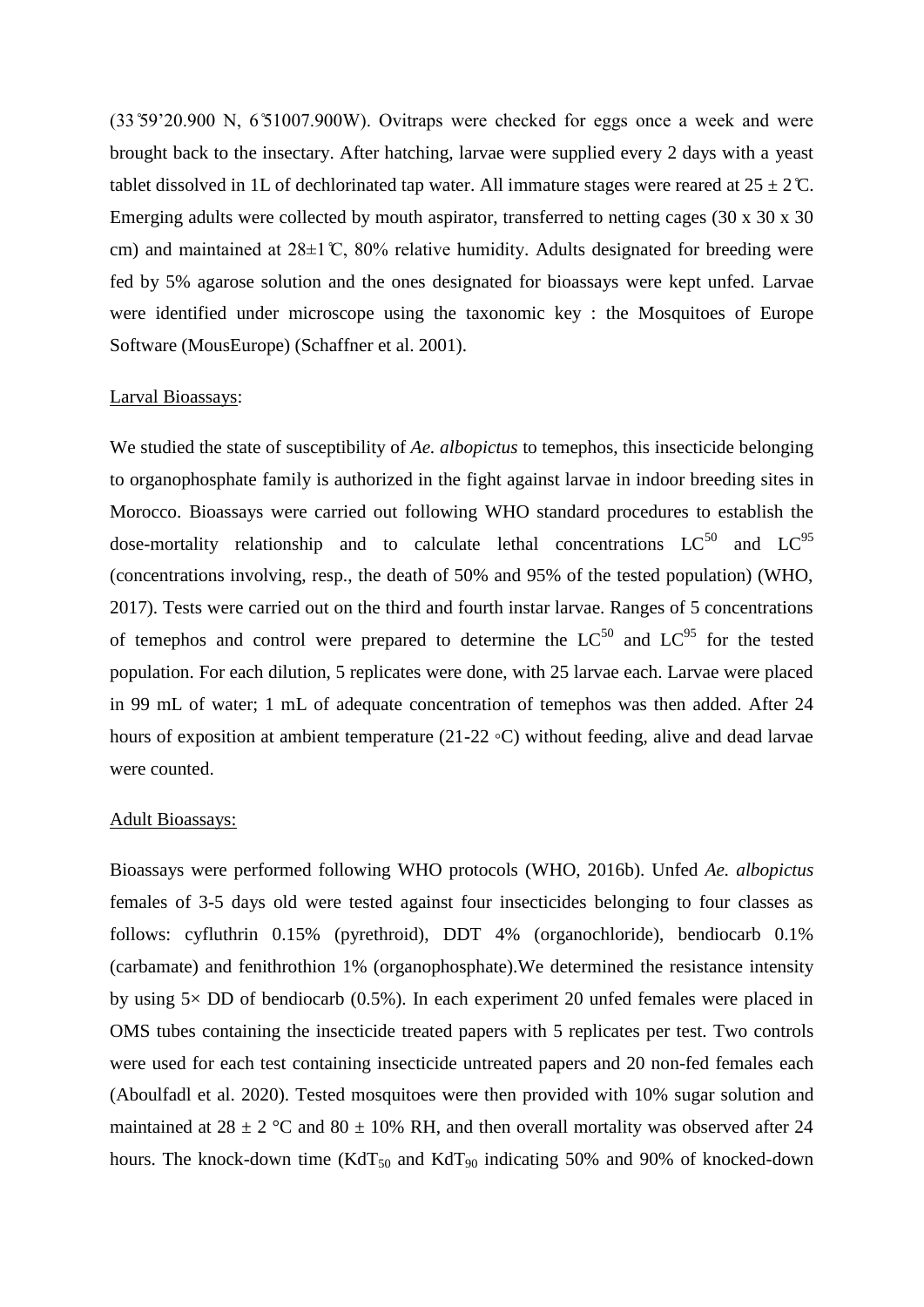(33°59'20.900 N, 6°51007.900W). Ovitraps were checked for eggs once a week and were brought back to the insectary. After hatching, larvae were supplied every 2 days with a yeast tablet dissolved in 1L of dechlorinated tap water. All immature stages were reared at 25 ± 2℃. Emerging adults were collected by mouth aspirator, transferred to netting cages (30 x 30 x 30 cm) and maintained at 28±1℃, 80% relative humidity. Adults designated for breeding were fed by 5% agarose solution and the ones designated for bioassays were kept unfed. Larvae were identified under microscope using the taxonomic key : the Mosquitoes of Europe Software (MousEurope) (Schaffner et al. 2001).

Larval Bioassays:

We studied the state of susceptibility of *Ae. albopictus* to temephos, this insecticide belonging to organophosphate family is authorized in the fight against larvae in indoor breeding sites in Morocco. Bioassays were carried out following WHO standard procedures to establish the dose-mortality relationship and to calculate lethal concentrations $LC^{50}$ and $LC^{95}$ (concentrations involving, resp., the death of 50% and 95% of the tested population) (WHO, 2017). Tests were carried out on the third and fourth instar larvae. Ranges of 5 concentrations of temephos and control were prepared to determine the $LC^{50}$ and $LC^{95}$ for the tested population. For each dilution, 5 replicates were done, with 25 larvae each. Larvae were placed in 99 mL of water; 1 mL of adequate concentration of temephos was then added. After 24 hours of exposition at ambient temperature (21-22 ◦C) without feeding, alive and dead larvae were counted.

Adult Bioassays:

Bioassays were performed following WHO protocols (WHO, 2016b). Unfed *Ae. albopictus* females of 3-5 days old were tested against four insecticides belonging to four classes as follows: cyfluthrin 0.15% (pyrethroid), DDT 4% (organochloride), bendiocarb 0.1% (carbamate) and fenithrothion 1% (organophosphate).We determined the resistance intensity by using 5× DD of bendiocarb (0.5%). In each experiment 20 unfed females were placed in OMS tubes containing the insecticide treated papers with 5 replicates per test. Two controls were used for each test containing insecticide untreated papers and 20 non-fed females each (Aboulfadl et al. 2020). Tested mosquitoes were then provided with 10% sugar solution and maintained at 28 ± 2 °C and 80 ± 10% RH, and then overall mortality was observed after 24 hours. The knock-down time ($KdT_{50}$ and $KdT_{90}$ indicating 50% and 90% of knocked-down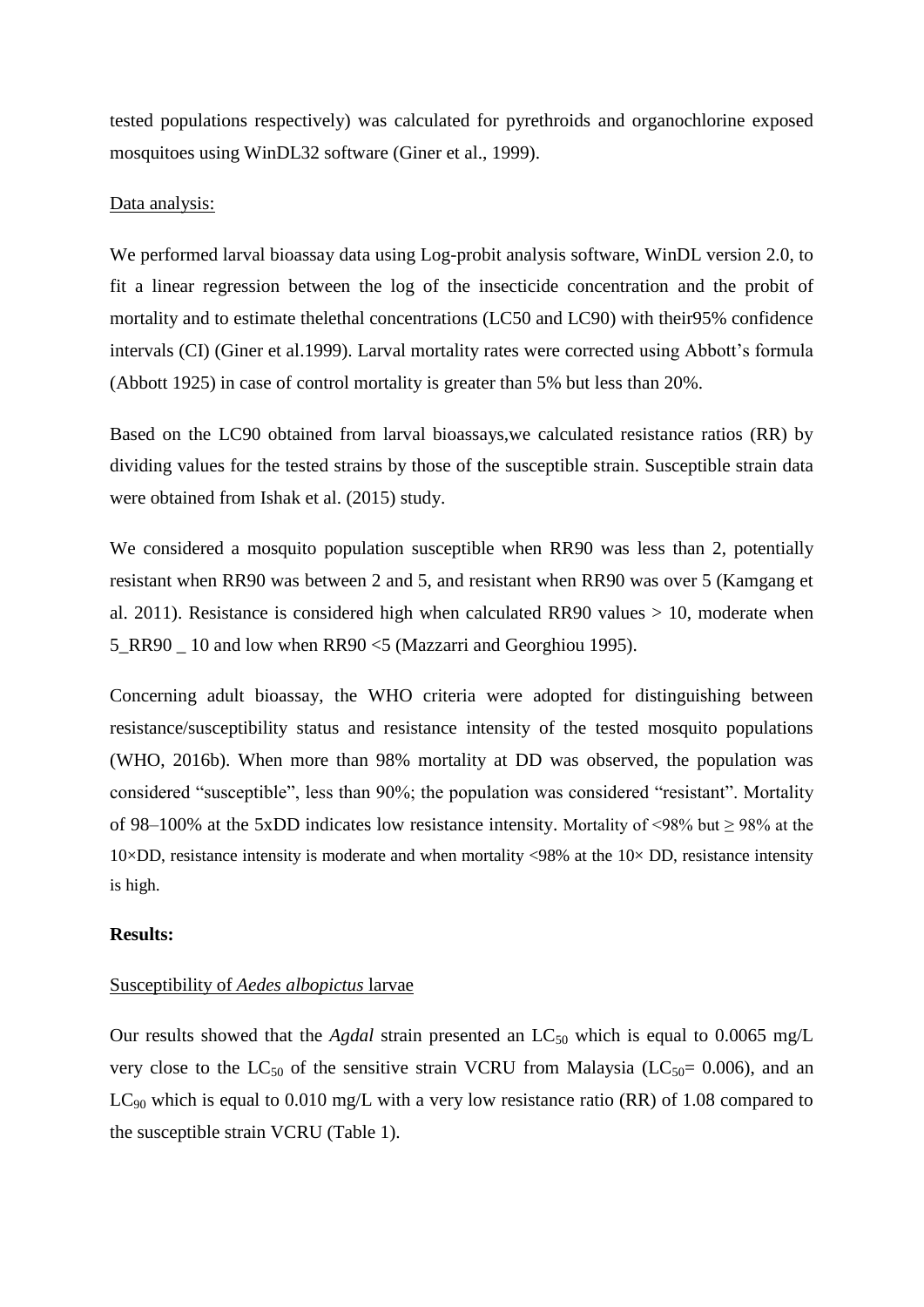tested populations respectively) was calculated for pyrethroids and organochlorine exposed mosquitoes using WinDL32 software (Giner et al., 1999).

Data analysis:

We performed larval bioassay data using Log-probit analysis software, WinDL version 2.0, to fit a linear regression between the log of the insecticide concentration and the probit of mortality and to estimate thelethal concentrations (LC50 and LC90) with their95% confidence intervals (CI) (Giner et al.1999). Larval mortality rates were corrected using Abbott's formula (Abbott 1925) in case of control mortality is greater than 5% but less than 20%.

Based on the LC90 obtained from larval bioassays,we calculated resistance ratios (RR) by dividing values for the tested strains by those of the susceptible strain. Susceptible strain data were obtained from Ishak et al. (2015) study.

We considered a mosquito population susceptible when RR90 was less than 2, potentially resistant when RR90 was between 2 and 5, and resistant when RR90 was over 5 (Kamgang et al. 2011). Resistance is considered high when calculated RR90 values > 10, moderate when 5_RR90 _ 10 and low when RR90 <5 (Mazzarri and Georghiou 1995).

Concerning adult bioassay, the WHO criteria were adopted for distinguishing between resistance/susceptibility status and resistance intensity of the tested mosquito populations (WHO, 2016b). When more than 98% mortality at DD was observed, the population was considered "susceptible", less than 90%; the population was considered "resistant". Mortality of 98–100% at the 5xDD indicates low resistance intensity. Mortality of <98% but ≥ 98% at the 10×DD, resistance intensity is moderate and when mortality <98% at the 10× DD, resistance intensity is high.

**Results:**

Susceptibility of *Aedes albopictus* larvae

Our results showed that the *Agdal* strain presented an $LC_{50}$ which is equal to 0.0065 mg/L very close to the $LC_{50}$ of the sensitive strain VCRU from Malaysia ($LC_{50}$= 0.006), and an $LC_{90}$ which is equal to 0.010 mg/L with a very low resistance ratio (RR) of 1.08 compared to the susceptible strain VCRU (Table 1).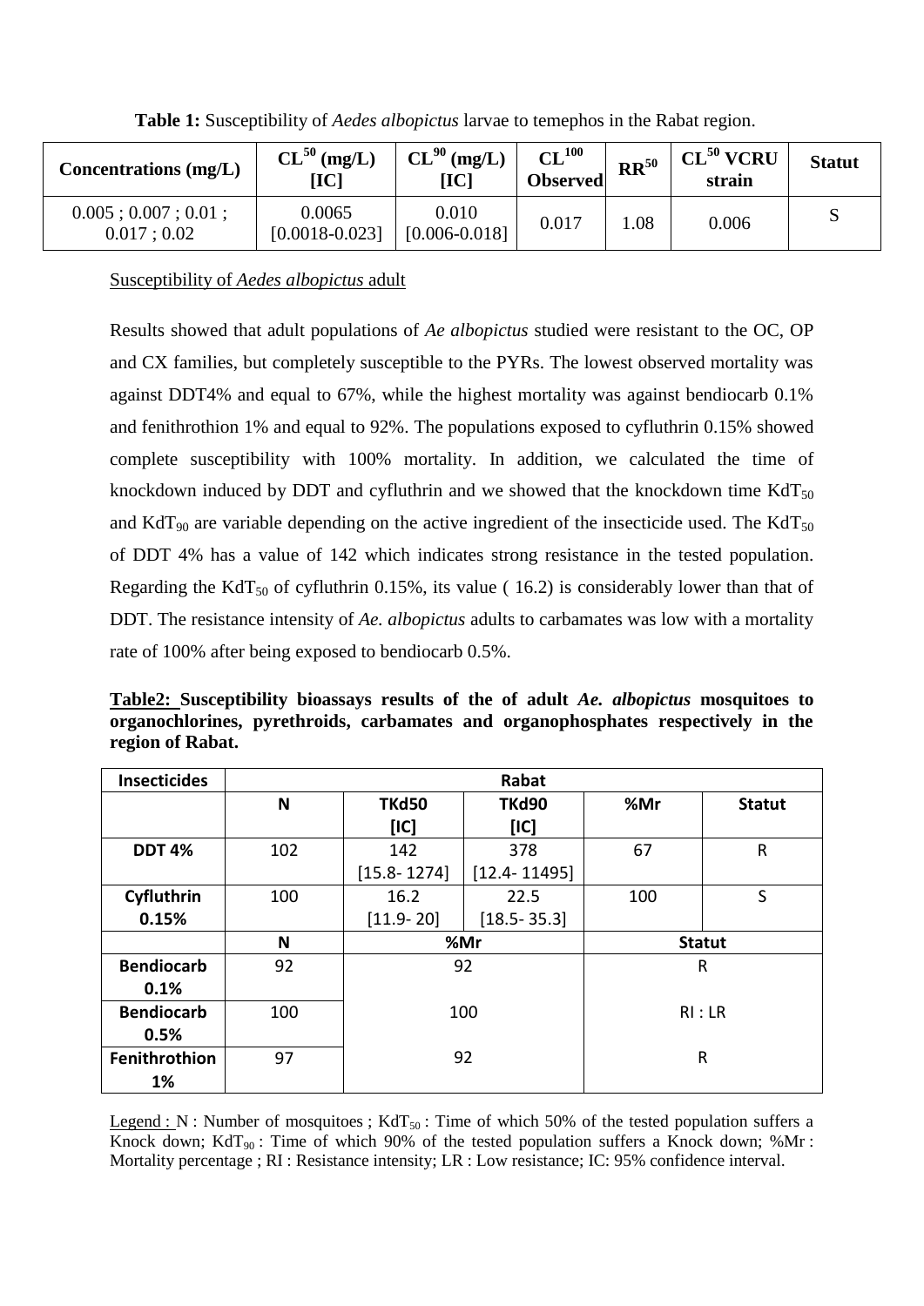**Table 1:** Susceptibility of *Aedes albopictus* larvae to temephos in the Rabat region.

| Concentrations (mg/L) | $CL^{50}$ (mg/L) [IC] | $CL^{90}$ (mg/L) [IC] | $CL^{100}$ Observed | $RR^{50}$ | $CL^{50}$ VCRU strain | Statut |
|---|---|---|---|---|---|---|
| 0.005 ; 0.007 ; 0.01 ; 0.017 ; 0.02 | 0.0065 [0.0018-0.023] | 0.010 [0.006-0.018] | 0.017 | 1.08 | 0.006 | S |

Susceptibility of *Aedes albopictus* adult

Results showed that adult populations of *Ae albopictus* studied were resistant to the OC, OP and CX families, but completely susceptible to the PYRs. The lowest observed mortality was against DDT4% and equal to 67%, while the highest mortality was against bendiocarb 0.1% and fenithrothion 1% and equal to 92%. The populations exposed to cyfluthrin 0.15% showed complete susceptibility with 100% mortality. In addition, we calculated the time of knockdown induced by DDT and cyfluthrin and we showed that the knockdown time $KdT_{50}$ and $KdT_{90}$ are variable depending on the active ingredient of the insecticide used. The $KdT_{50}$ of DDT 4% has a value of 142 which indicates strong resistance in the tested population. Regarding the $KdT_{50}$ of cyfluthrin 0.15%, its value ( 16.2) is considerably lower than that of DDT. The resistance intensity of *Ae. albopictus* adults to carbamates was low with a mortality rate of 100% after being exposed to bendiocarb 0.5%.

**Table2: Susceptibility bioassays results of the of adult *Ae. albopictus* mosquitoes to organochlorines, pyrethroids, carbamates and organophosphates respectively in the region of Rabat.**

| Insecticides | Rabat | | | | |
|---|---|---|---|---|---|
| | N | TKd50 [IC] | TKd90 [IC] | %Mr | Statut |
| DDT 4% | 102 | 142 [15.8- 1274] | 378 [12.4- 11495] | 67 | R |
| Cyfluthrin 0.15% | 100 | 16.2 [11.9- 20] | 22.5 [18.5- 35.3] | 100 | S |
| | N | %Mr | | Statut | |
| Bendiocarb 0.1% | 92 | 92 | | R | |
| Bendiocarb 0.5% | 100 | 100 | | RI : LR | |
| Fenithrothion 1% | 97 | 92 | | R | |

Legend : N : Number of mosquitoes ; $KdT_{50}$ : Time of which 50% of the tested population suffers a Knock down; $KdT_{90}$ : Time of which 90% of the tested population suffers a Knock down; %Mr : Mortality percentage ; RI : Resistance intensity; LR : Low resistance; IC: 95% confidence interval.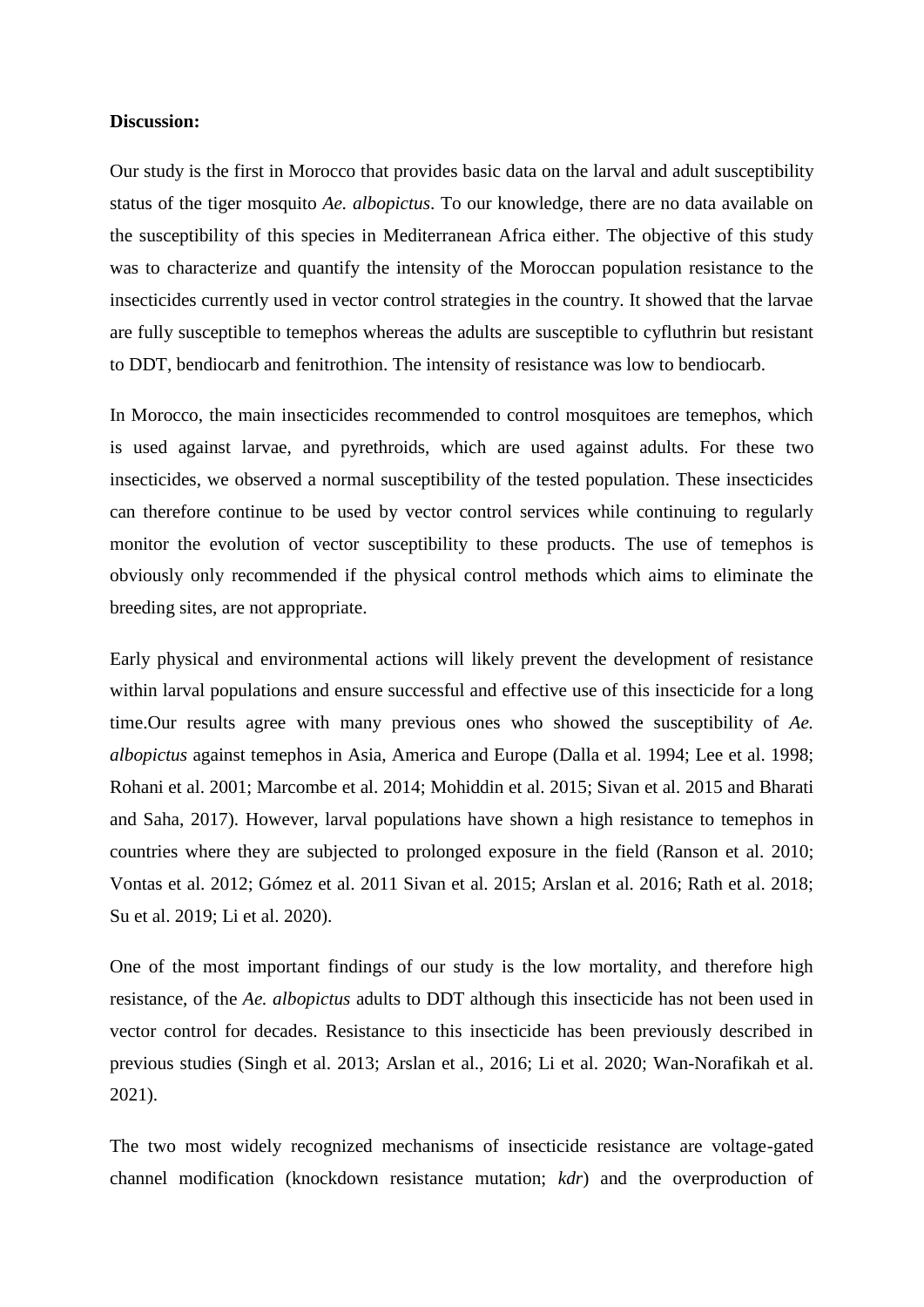**Discussion:**

Our study is the first in Morocco that provides basic data on the larval and adult susceptibility status of the tiger mosquito *Ae. albopictus*. To our knowledge, there are no data available on the susceptibility of this species in Mediterranean Africa either. The objective of this study was to characterize and quantify the intensity of the Moroccan population resistance to the insecticides currently used in vector control strategies in the country. It showed that the larvae are fully susceptible to temephos whereas the adults are susceptible to cyfluthrin but resistant to DDT, bendiocarb and fenitrothion. The intensity of resistance was low to bendiocarb.

In Morocco, the main insecticides recommended to control mosquitoes are temephos, which is used against larvae, and pyrethroids, which are used against adults. For these two insecticides, we observed a normal susceptibility of the tested population. These insecticides can therefore continue to be used by vector control services while continuing to regularly monitor the evolution of vector susceptibility to these products. The use of temephos is obviously only recommended if the physical control methods which aims to eliminate the breeding sites, are not appropriate.

Early physical and environmental actions will likely prevent the development of resistance within larval populations and ensure successful and effective use of this insecticide for a long time.Our results agree with many previous ones who showed the susceptibility of *Ae. albopictus* against temephos in Asia, America and Europe (Dalla et al. 1994; Lee et al. 1998; Rohani et al. 2001; Marcombe et al. 2014; Mohiddin et al. 2015; Sivan et al. 2015 and Bharati and Saha, 2017). However, larval populations have shown a high resistance to temephos in countries where they are subjected to prolonged exposure in the field (Ranson et al. 2010; Vontas et al. 2012; Gómez et al. 2011 Sivan et al. 2015; Arslan et al. 2016; Rath et al. 2018; Su et al. 2019; Li et al. 2020).

One of the most important findings of our study is the low mortality, and therefore high resistance, of the *Ae. albopictus* adults to DDT although this insecticide has not been used in vector control for decades. Resistance to this insecticide has been previously described in previous studies (Singh et al. 2013; Arslan et al., 2016; Li et al. 2020; Wan-Norafikah et al. 2021).

The two most widely recognized mechanisms of insecticide resistance are voltage-gated channel modification (knockdown resistance mutation; *kdr*) and the overproduction of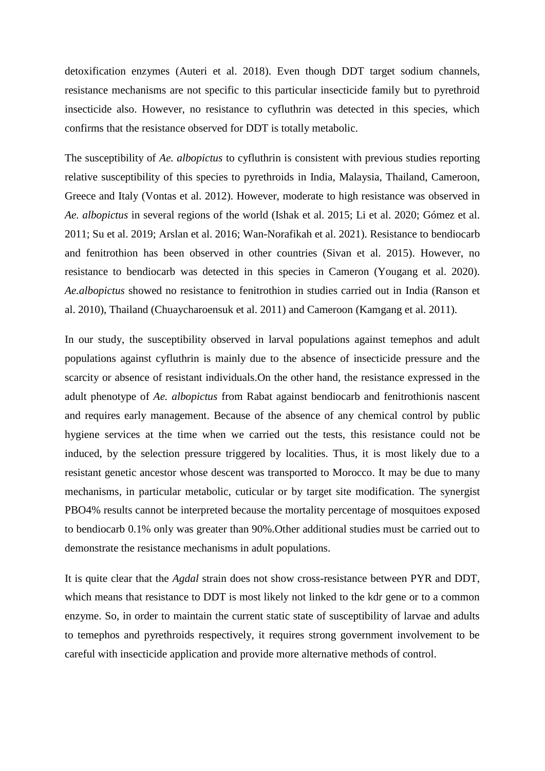detoxification enzymes (Auteri et al. 2018). Even though DDT target sodium channels, resistance mechanisms are not specific to this particular insecticide family but to pyrethroid insecticide also. However, no resistance to cyfluthrin was detected in this species, which confirms that the resistance observed for DDT is totally metabolic.

The susceptibility of *Ae. albopictus* to cyfluthrin is consistent with previous studies reporting relative susceptibility of this species to pyrethroids in India, Malaysia, Thailand, Cameroon, Greece and Italy (Vontas et al. 2012). However, moderate to high resistance was observed in *Ae. albopictus* in several regions of the world (Ishak et al. 2015; Li et al. 2020; Gómez et al. 2011; Su et al. 2019; Arslan et al. 2016; Wan-Norafikah et al. 2021). Resistance to bendiocarb and fenitrothion has been observed in other countries (Sivan et al. 2015). However, no resistance to bendiocarb was detected in this species in Cameron (Yougang et al. 2020). *Ae.albopictus* showed no resistance to fenitrothion in studies carried out in India (Ranson et al. 2010), Thailand (Chuaycharoensuk et al. 2011) and Cameroon (Kamgang et al. 2011).

In our study, the susceptibility observed in larval populations against temephos and adult populations against cyfluthrin is mainly due to the absence of insecticide pressure and the scarcity or absence of resistant individuals.On the other hand, the resistance expressed in the adult phenotype of *Ae. albopictus* from Rabat against bendiocarb and fenitrothionis nascent and requires early management. Because of the absence of any chemical control by public hygiene services at the time when we carried out the tests, this resistance could not be induced, by the selection pressure triggered by localities. Thus, it is most likely due to a resistant genetic ancestor whose descent was transported to Morocco. It may be due to many mechanisms, in particular metabolic, cuticular or by target site modification. The synergist PBO4% results cannot be interpreted because the mortality percentage of mosquitoes exposed to bendiocarb 0.1% only was greater than 90%.Other additional studies must be carried out to demonstrate the resistance mechanisms in adult populations.

It is quite clear that the *Agdal* strain does not show cross-resistance between PYR and DDT, which means that resistance to DDT is most likely not linked to the kdr gene or to a common enzyme. So, in order to maintain the current static state of susceptibility of larvae and adults to temephos and pyrethroids respectively, it requires strong government involvement to be careful with insecticide application and provide more alternative methods of control.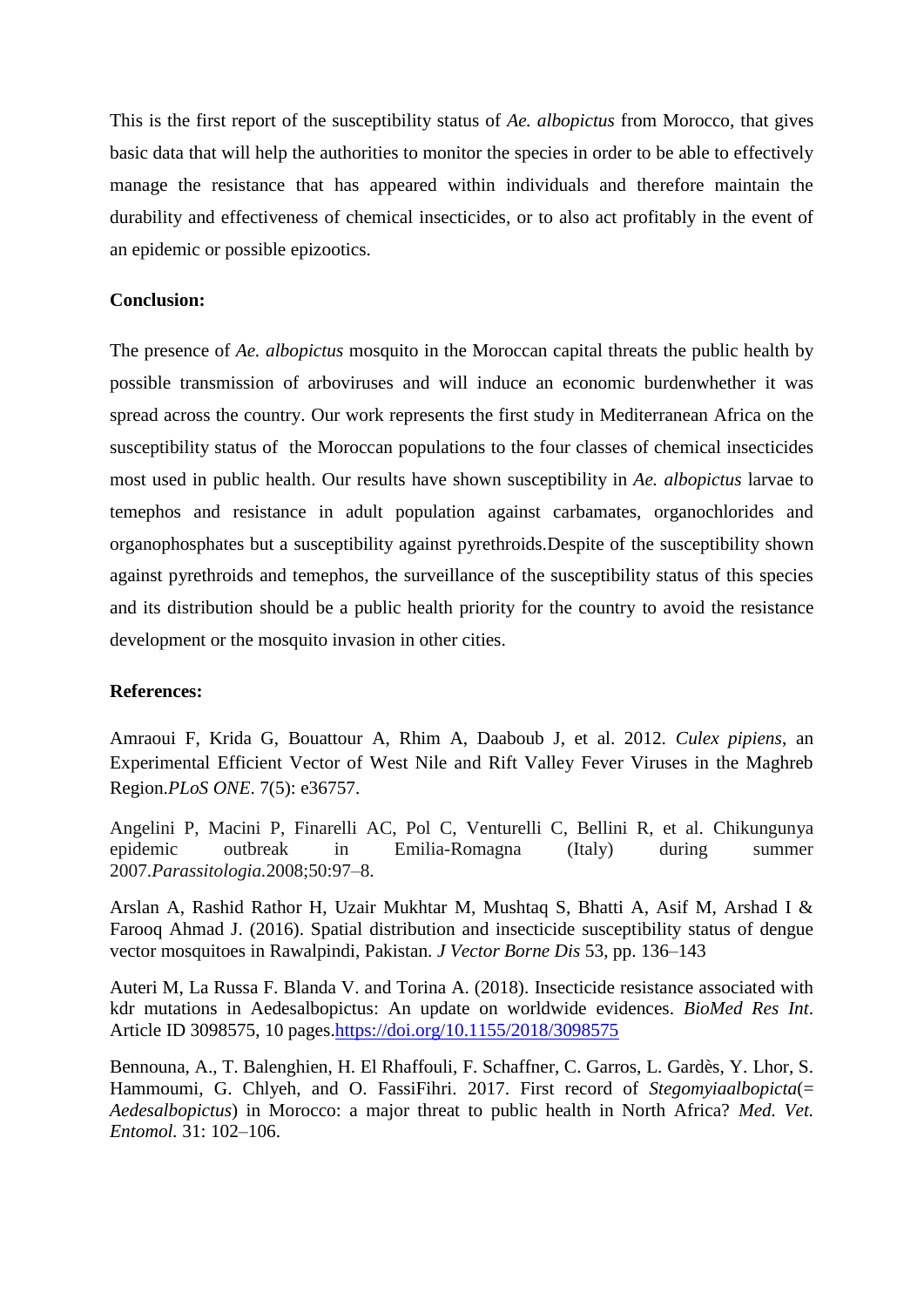This is the first report of the susceptibility status of *Ae. albopictus* from Morocco, that gives basic data that will help the authorities to monitor the species in order to be able to effectively manage the resistance that has appeared within individuals and therefore maintain the durability and effectiveness of chemical insecticides, or to also act profitably in the event of an epidemic or possible epizootics.

**Conclusion:**

The presence of *Ae. albopictus* mosquito in the Moroccan capital threats the public health by possible transmission of arboviruses and will induce an economic burdenwhether it was spread across the country. Our work represents the first study in Mediterranean Africa on the susceptibility status of the Moroccan populations to the four classes of chemical insecticides most used in public health. Our results have shown susceptibility in *Ae. albopictus* larvae to temephos and resistance in adult population against carbamates, organochlorides and organophosphates but a susceptibility against pyrethroids.Despite of the susceptibility shown against pyrethroids and temephos, the surveillance of the susceptibility status of this species and its distribution should be a public health priority for the country to avoid the resistance development or the mosquito invasion in other cities.

**References:**

Amraoui F, Krida G, Bouattour A, Rhim A, Daaboub J, et al. 2012. *Culex pipiens*, an Experimental Efficient Vector of West Nile and Rift Valley Fever Viruses in the Maghreb Region.*PLoS ONE*. 7(5): e36757.

Angelini P, Macini P, Finarelli AC, Pol C, Venturelli C, Bellini R, et al. Chikungunya epidemic outbreak in Emilia-Romagna (Italy) during summer 2007.*Parassitologia*.2008;50:97–8.

Arslan A, Rashid Rathor H, Uzair Mukhtar M, Mushtaq S, Bhatti A, Asif M, Arshad I & Farooq Ahmad J. (2016). Spatial distribution and insecticide susceptibility status of dengue vector mosquitoes in Rawalpindi, Pakistan. *J Vector Borne Dis* 53, pp. 136–143

Auteri M, La Russa F. Blanda V. and Torina A. (2018). Insecticide resistance associated with kdr mutations in Aedesalbopictus: An update on worldwide evidences. *BioMed Res Int*. Article ID 3098575, 10 pages.https://doi.org/10.1155/2018/3098575

Bennouna, A., T. Balenghien, H. El Rhaffouli, F. Schaffner, C. Garros, L. Gardès, Y. Lhor, S. Hammoumi, G. Chlyeh, and O. FassiFihri. 2017. First record of *Stegomyiaalbopicta*(= *Aedesalbopictus*) in Morocco: a major threat to public health in North Africa? *Med. Vet. Entomol.* 31: 102–106.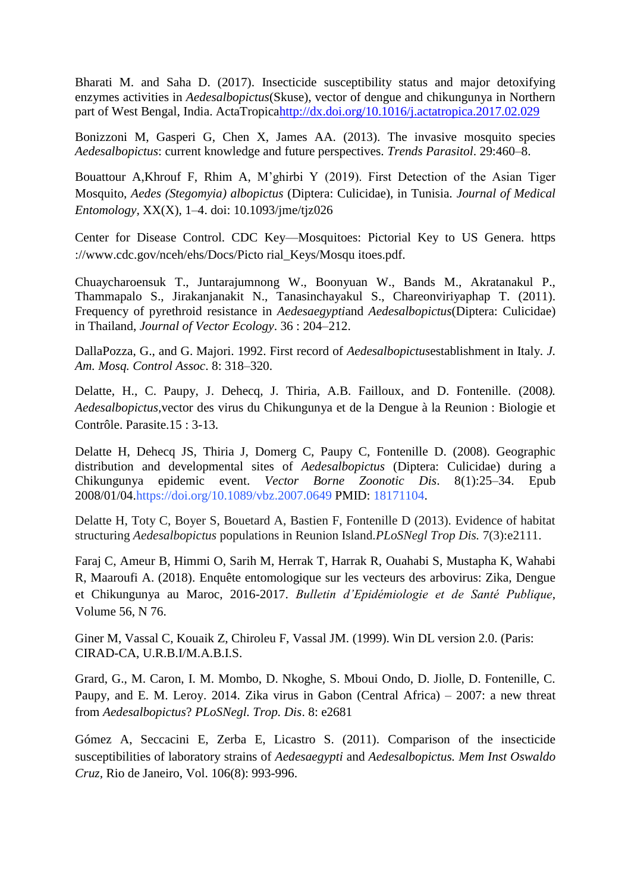Bharati M. and Saha D. (2017). Insecticide susceptibility status and major detoxifying enzymes activities in *Aedesalbopictus*(Skuse), vector of dengue and chikungunya in Northern part of West Bengal, India. ActaTropicahttp://dx.doi.org/10.1016/j.actatropica.2017.02.029

Bonizzoni M, Gasperi G, Chen X, James AA. (2013). The invasive mosquito species *Aedesalbopictus*: current knowledge and future perspectives. *Trends Parasitol*. 29:460–8.

Bouattour A,Khrouf F, Rhim A, M'ghirbi Y (2019). First Detection of the Asian Tiger Mosquito, *Aedes (Stegomyia) albopictus* (Diptera: Culicidae), in Tunisia. *Journal of Medical Entomology*, XX(X), 1–4. doi: 10.1093/jme/tjz026

Center for Disease Control. CDC Key—Mosquitoes: Pictorial Key to US Genera. https ://www.cdc.gov/nceh/ehs/Docs/Picto rial_Keys/Mosqu itoes.pdf.

Chuaycharoensuk T., Juntarajumnong W., Boonyuan W., Bands M., Akratanakul P., Thammapalo S., Jirakanjanakit N., Tanasinchayakul S., Chareonviriyaphap T. (2011). Frequency of pyrethroid resistance in *Aedesaegypti*and *Aedesalbopictus*(Diptera: Culicidae) in Thailand, *Journal of Vector Ecology*. 36 : 204–212.

DallaPozza, G., and G. Majori. 1992. First record of *Aedesalbopictus*establishment in Italy. *J. Am. Mosq. Control Assoc*. 8: 318–320.

Delatte, H., C. Paupy, J. Dehecq, J. Thiria, A.B. Failloux, and D. Fontenille. (2008*). Aedesalbopictus*,vector des virus du Chikungunya et de la Dengue à la Reunion : Biologie et Contrôle. Parasite.15 : 3-13.

Delatte H, Dehecq JS, Thiria J, Domerg C, Paupy C, Fontenille D. (2008). Geographic distribution and developmental sites of *Aedesalbopictus* (Diptera: Culicidae) during a Chikungunya epidemic event. *Vector Borne Zoonotic Dis*. 8(1):25–34. Epub 2008/01/04.https://doi.org/10.1089/vbz.2007.0649 PMID: 18171104.

Delatte H, Toty C, Boyer S, Bouetard A, Bastien F, Fontenille D (2013). Evidence of habitat structuring *Aedesalbopictus* populations in Reunion Island.*PLoSNegl Trop Dis.* 7(3):e2111.

Faraj C, Ameur B, Himmi O, Sarih M, Herrak T, Harrak R, Ouahabi S, Mustapha K, Wahabi R, Maaroufi A. (2018). Enquête entomologique sur les vecteurs des arbovirus: Zika, Dengue et Chikungunya au Maroc, 2016-2017. *Bulletin d'Epidémiologie et de Santé Publique*, Volume 56, N 76.

Giner M, Vassal C, Kouaik Z, Chiroleu F, Vassal JM. (1999). Win DL version 2.0. (Paris: CIRAD-CA, U.R.B.I/M.A.B.I.S.

Grard, G., M. Caron, I. M. Mombo, D. Nkoghe, S. Mboui Ondo, D. Jiolle, D. Fontenille, C. Paupy, and E. M. Leroy. 2014. Zika virus in Gabon (Central Africa) – 2007: a new threat from *Aedesalbopictus*? *PLoSNegl. Trop. Dis*. 8: e2681

Gómez A, Seccacini E, Zerba E, Licastro S. (2011). Comparison of the insecticide susceptibilities of laboratory strains of *Aedesaegypti* and *Aedesalbopictus. Mem Inst Oswaldo Cruz*, Rio de Janeiro, Vol. 106(8): 993-996.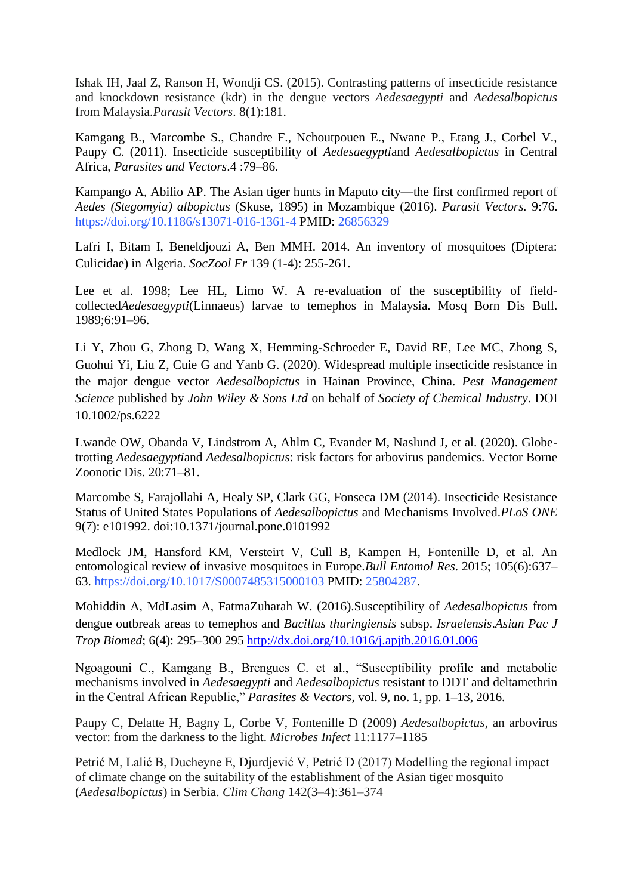Ishak IH, Jaal Z, Ranson H, Wondji CS. (2015). Contrasting patterns of insecticide resistance and knockdown resistance (kdr) in the dengue vectors *Aedesaegypti* and *Aedesalbopictus* from Malaysia.*Parasit Vectors*. 8(1):181.

Kamgang B., Marcombe S., Chandre F., Nchoutpouen E., Nwane P., Etang J., Corbel V., Paupy C. (2011). Insecticide susceptibility of *Aedesaegypti*and *Aedesalbopictus* in Central Africa, *Parasites and Vectors*.4 :79–86.

Kampango A, Abilio AP. The Asian tiger hunts in Maputo city—the first confirmed report of *Aedes (Stegomyia) albopictus* (Skuse, 1895) in Mozambique (2016). *Parasit Vectors.* 9:76. https://doi.org/10.1186/s13071-016-1361-4 PMID: 26856329

Lafri I, Bitam I, Beneldjouzi A, Ben MMH. 2014. An inventory of mosquitoes (Diptera: Culicidae) in Algeria. *SocZool Fr* 139 (1-4): 255-261.

Lee et al. 1998; Lee HL, Limo W. A re-evaluation of the susceptibility of field-collected*Aedesaegypti*(Linnaeus) larvae to temephos in Malaysia. Mosq Born Dis Bull. 1989;6:91–96.

Li Y, Zhou G, Zhong D, Wang X, Hemming-Schroeder E, David RE, Lee MC, Zhong S, Guohui Yi, Liu Z, Cuie G and Yanb G. (2020). Widespread multiple insecticide resistance in the major dengue vector *Aedesalbopictus* in Hainan Province, China. *Pest Management Science* published by *John Wiley & Sons Ltd* on behalf of *Society of Chemical Industry*. DOI 10.1002/ps.6222

Lwande OW, Obanda V, Lindstrom A, Ahlm C, Evander M, Naslund J, et al. (2020). Globe-trotting *Aedesaegypti*and *Aedesalbopictus*: risk factors for arbovirus pandemics. Vector Borne Zoonotic Dis. 20:71–81.

Marcombe S, Farajollahi A, Healy SP, Clark GG, Fonseca DM (2014). Insecticide Resistance Status of United States Populations of *Aedesalbopictus* and Mechanisms Involved.*PLoS ONE* 9(7): e101992. doi:10.1371/journal.pone.0101992

Medlock JM, Hansford KM, Versteirt V, Cull B, Kampen H, Fontenille D, et al. An entomological review of invasive mosquitoes in Europe.*Bull Entomol Res*. 2015; 105(6):637–63. https://doi.org/10.1017/S0007485315000103 PMID: 25804287.

Mohiddin A, MdLasim A, FatmaZuharah W. (2016).Susceptibility of *Aedesalbopictus* from dengue outbreak areas to temephos and *Bacillus thuringiensis* subsp. *Israelensis*.*Asian Pac J Trop Biomed*; 6(4): 295–300 295 http://dx.doi.org/10.1016/j.apjtb.2016.01.006

Ngoagouni C., Kamgang B., Brengues C. et al., "Susceptibility profile and metabolic mechanisms involved in *Aedesaegypti* and *Aedesalbopictus* resistant to DDT and deltamethrin in the Central African Republic," *Parasites & Vectors*, vol. 9, no. 1, pp. 1–13, 2016.

Paupy C, Delatte H, Bagny L, Corbe V, Fontenille D (2009) *Aedesalbopictus*, an arbovirus vector: from the darkness to the light. *Microbes Infect* 11:1177–1185

Petrić M, Lalić B, Ducheyne E, Djurdjević V, Petrić D (2017) Modelling the regional impact of climate change on the suitability of the establishment of the Asian tiger mosquito (*Aedesalbopictus*) in Serbia. *Clim Chang* 142(3–4):361–374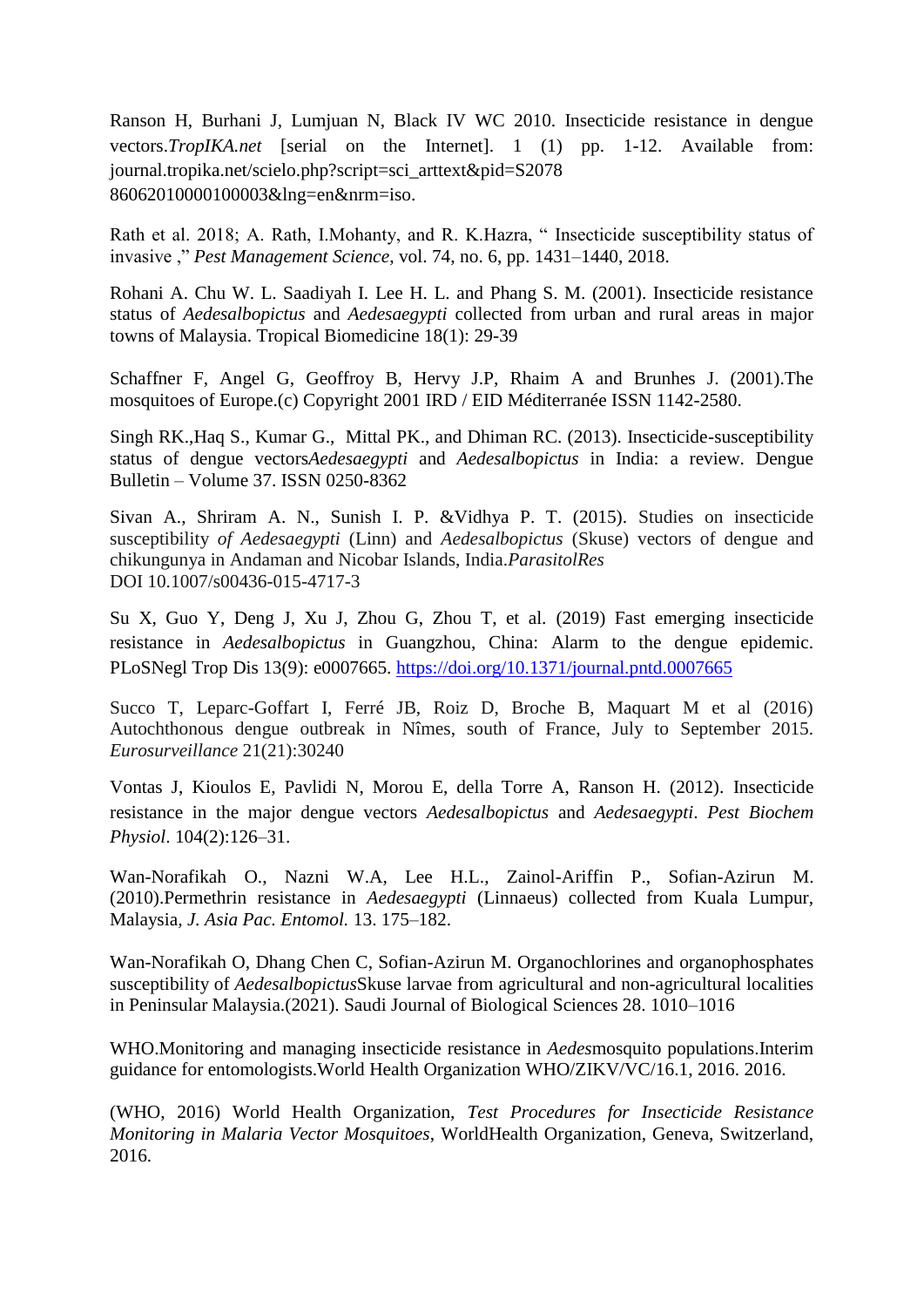Ranson H, Burhani J, Lumjuan N, Black IV WC 2010. Insecticide resistance in dengue vectors.*TropIKA.net* [serial on the Internet]. 1 (1) pp. 1-12. Available from: journal.tropika.net/scielo.php?script=sci_arttext&pid=S2078 86062010000100003&lng=en&nrm=iso.

Rath et al. 2018; A. Rath, I.Mohanty, and R. K.Hazra, " Insecticide susceptibility status of invasive ," *Pest Management Science*, vol. 74, no. 6, pp. 1431–1440, 2018.

Rohani A. Chu W. L. Saadiyah I. Lee H. L. and Phang S. M. (2001). Insecticide resistance status of *Aedesalbopictus* and *Aedesaegypti* collected from urban and rural areas in major towns of Malaysia. Tropical Biomedicine 18(1): 29-39

Schaffner F, Angel G, Geoffroy B, Hervy J.P, Rhaim A and Brunhes J. (2001).The mosquitoes of Europe.(c) Copyright 2001 IRD / EID Méditerranée ISSN 1142-2580.

Singh RK.,Haq S., Kumar G., Mittal PK., and Dhiman RC. (2013). Insecticide-susceptibility status of dengue vectors*Aedesaegypti* and *Aedesalbopictus* in India: a review. Dengue Bulletin – Volume 37. ISSN 0250-8362

Sivan A., Shriram A. N., Sunish I. P. &Vidhya P. T. (2015). Studies on insecticide susceptibility *of Aedesaegypti* (Linn) and *Aedesalbopictus* (Skuse) vectors of dengue and chikungunya in Andaman and Nicobar Islands, India.*ParasitolRes*
DOI 10.1007/s00436-015-4717-3

Su X, Guo Y, Deng J, Xu J, Zhou G, Zhou T, et al. (2019) Fast emerging insecticide resistance in *Aedesalbopictus* in Guangzhou, China: Alarm to the dengue epidemic. PLoSNegl Trop Dis 13(9): e0007665. https://doi.org/10.1371/journal.pntd.0007665

Succo T, Leparc-Goffart I, Ferré JB, Roiz D, Broche B, Maquart M et al (2016) Autochthonous dengue outbreak in Nîmes, south of France, July to September 2015. *Eurosurveillance* 21(21):30240

Vontas J, Kioulos E, Pavlidi N, Morou E, della Torre A, Ranson H. (2012). Insecticide resistance in the major dengue vectors *Aedesalbopictus* and *Aedesaegypti*. *Pest Biochem Physiol*. 104(2):126–31.

Wan-Norafikah O., Nazni W.A, Lee H.L., Zainol-Ariffin P., Sofian-Azirun M. (2010).Permethrin resistance in *Aedesaegypti* (Linnaeus) collected from Kuala Lumpur, Malaysia, *J. Asia Pac. Entomol.* 13. 175–182.

Wan-Norafikah O, Dhang Chen C, Sofian-Azirun M. Organochlorines and organophosphates susceptibility of *Aedesalbopictus*Skuse larvae from agricultural and non-agricultural localities in Peninsular Malaysia.(2021). Saudi Journal of Biological Sciences 28. 1010–1016

WHO.Monitoring and managing insecticide resistance in *Aedes*mosquito populations.Interim guidance for entomologists.World Health Organization WHO/ZIKV/VC/16.1, 2016. 2016.

(WHO, 2016) World Health Organization, *Test Procedures for Insecticide Resistance Monitoring in Malaria Vector Mosquitoes*, WorldHealth Organization, Geneva, Switzerland, 2016.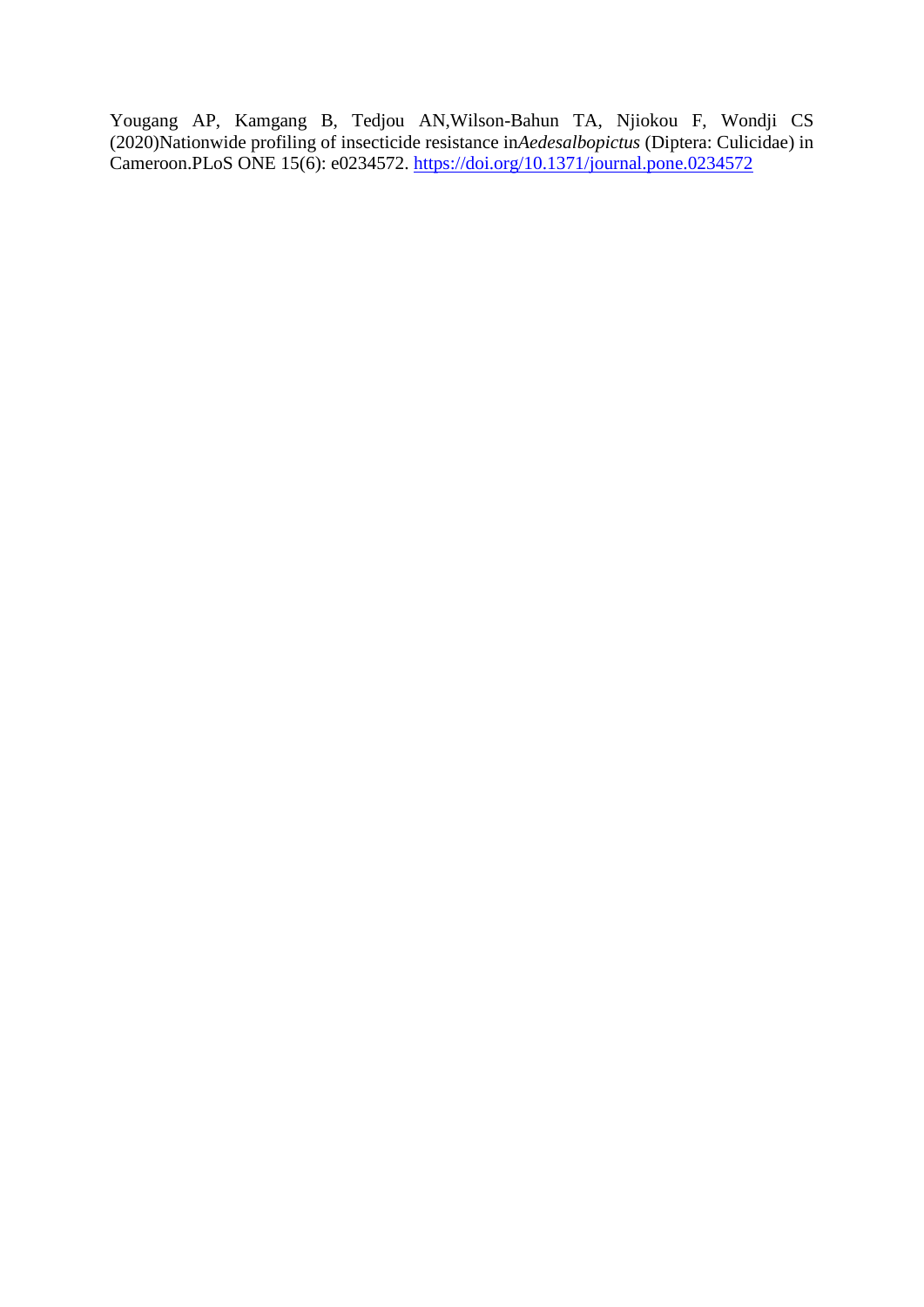Yougang AP, Kamgang B, Tedjou AN,Wilson-Bahun TA, Njiokou F, Wondji CS (2020)Nationwide profiling of insecticide resistance in*Aedesalbopictus* (Diptera: Culicidae) in Cameroon.PLoS ONE 15(6): e0234572. https://doi.org/10.1371/journal.pone.0234572